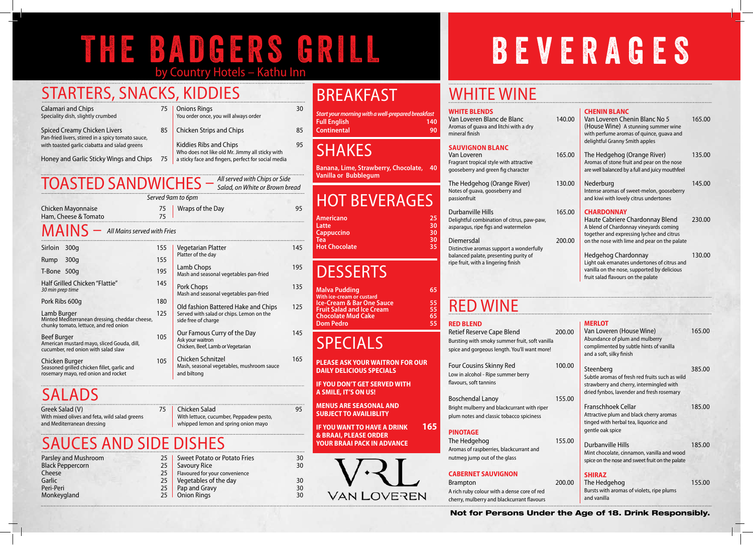# THE BADGERS GRILL

by Country Hotels – Kathu Inn

## STARTERS, SNACKS, KIDDIES

| Item | Price |
|---|---|
| Calamari and Chips<br>Speciality dish, slightly crumbed | 75 |
| Spiced Creamy Chicken Livers<br>Pan-fried livers, stirred in a spicy tomato sauce, with toasted garlic ciabatta and salad greens | 85 |
| Honey and Garlic Sticky Wings and Chips | 75 |
| Onions Rings<br>You order once, you will always order | 30 |
| Chicken Strips and Chips | 85 |
| Kiddies Ribs and Chips<br>Who does not like old Mr. Jimmy all sticky with a sticky face and fingers, perfect for social media | 95 |

## TOASTED SANDWICHES – *All served with Chips or Side Salad, on White or Brown bread*

*Served 9am to 6pm*

| Item | Price |
|---|---|
| Chicken Mayonnaise | 75 |
| Ham, Cheese & Tomato | 75 |
| Wraps of the Day | 95 |

## MAINS – *All Mains served with Fries*

| Item | Price |
|---|---|
| Sirloin 300g | 155 |
| Rump 300g | 155 |
| T-Bone 500g | 195 |
| Half Grilled Chicken "Flattie"<br>*30 min prep time* | 145 |
| Pork Ribs 600g | 180 |
| Lamb Burger<br>Minted Mediterranean dressing, cheddar cheese, chunky tomato, lettuce, and red onion | 125 |
| Beef Burger<br>American mustard mayo, sliced Gouda, dill, cucumber, red onion with salad slaw | 105 |
| Chicken Burger<br>Seasoned grilled chicken fillet, garlic and rosemary mayo, red onion and rocket | 105 |
| Vegetarian Platter<br>Platter of the day | 145 |
| Lamb Chops<br>Mash and seasonal vegetables pan-fried | 195 |
| Pork Chops<br>Mash and seasonal vegetables pan-fried | 135 |
| Old fashion Battered Hake and Chips<br>Served with salad or chips. Lemon on the side free of charge | 125 |
| Our Famous Curry of the Day<br>Ask your waitron<br>Chicken, Beef, Lamb or Vegetarian | 145 |
| Chicken Schnitzel<br>Mash, seasonal vegetables, mushroom sauce and biltong | 165 |

## SALADS

| Item | Price |
|---|---|
| Greek Salad (V)<br>With mixed olives and feta, wild salad greens and Mediterranean dressing | 75 |
| Chicken Salad<br>With lettuce, cucumber, Peppadew pesto, whipped lemon and spring onion mayo | 95 |

## SAUCES AND SIDE DISHES

| Item | Price |
|---|---|
| Parsley and Mushroom | 25 |
| Black Peppercorn | 25 |
| Cheese | 25 |
| Garlic | 25 |
| Peri-Peri | 25 |
| Monkeygland | 25 |
| Sweet Potato or Potato Fries | 30 |
| Savoury Rice<br>Flavoured for your convenience | 30 |
| Vegetables of the day | 30 |
| Pap and Gravy | 30 |
| Onion Rings | 30 |

## BREAKFAST

*Start your morning with a well-prepared breakfast*

| Item | Price |
|---|---|
| Full English | 140 |
| Continental | 90 |

## SHAKES

**Banana, Lime, Strawberry, Chocolate, Vanilla or Bubblegum** — 40

## HOT BEVERAGES

| Item | Price |
|---|---|
| Americano | 25 |
| Latte | 30 |
| Cappuccino | 30 |
| Tea | 30 |
| Hot Chocolate | 35 |

## DESSERTS

| Item | Price |
|---|---|
| Malva Pudding<br>With ice-cream or custard | 65 |
| Ice-Cream & Bar One Sauce | 55 |
| Fruit Salad and Ice Cream | 55 |
| Chocolate Mud Cake | 65 |
| Dom Pedro | 55 |

## SPECIALS

**PLEASE ASK YOUR WAITRON FOR OUR DAILY DELICIOUS SPECIALS**

**IF YOU DON'T GET SERVED WITH A SMILE, IT'S ON US!**

**MENUS ARE SEASONAL AND SUBJECT TO AVAILIBLITY**

**IF YOU WANT TO HAVE A DRINK & BRAAI, PLEASE ORDER YOUR BRAAI PACK IN ADVANCE** — 165

VAN LOVEREN

# BEVERAGES

## WHITE WINE

### WHITE BLENDS

| Wine | Price |
|---|---|
| Van Loveren Blanc de Blanc<br>Aromas of guava and litchi with a dry mineral finish | 140.00 |

### SAUVIGNON BLANC

| Wine | Price |
|---|---|
| Van Loveren<br>Fragrant tropical style with attractive gooseberry and green fig character | 165.00 |
| The Hedgehog (Orange River)<br>Notes of guava, gooseberry and passionfruit | 130.00 |
| Durbanville Hills<br>Delightful combination of citrus, paw-paw, asparagus, ripe figs and watermelon | 165.00 |
| Diemersdal<br>Distinctive aromas support a wonderfully balanced palate, presenting purity of ripe fruit, with a lingering finish | 200.00 |

### CHENIN BLANC

| Wine | Price |
|---|---|
| Van Loveren Chenin Blanc No 5 (House Wine)<br>A stunning summer wine with perfume aromas of quince, guava and delightful Granny Smith apples | 165.00 |
| The Hedgehog (Orange River)<br>Aromas of stone fruit and pear on the nose are well balanced by a full and juicy mouthfeel | 135.00 |
| Nederburg<br>Intense aromas of sweet-melon, gooseberry and kiwi with lovely citrus undertones | 145.00 |

### CHARDONNAY

| Wine | Price |
|---|---|
| Haute Cabriere Chardonnay Blend<br>A blend of Chardonnay vineyards coming together and expressing lychee and citrus on the nose with lime and pear on the palate | 230.00 |
| Hedgehog Chardonnay<br>Light oak emanates undertones of citrus and vanilla on the nose, supported by delicious fruit salad flavours on the palate | 130.00 |

## RED WINE

### RED BLEND

| Wine | Price |
|---|---|
| Retief Reserve Cape Blend<br>Bursting with smoky summer fruit, soft vanilla spice and gorgeous length. You'll want more! | 200.00 |
| Four Cousins Skinny Red<br>Low in alcohol - Ripe summer berry flavours, soft tannins | 100.00 |
| Boschendal Lanoy<br>Bright mulberry and blackcurrant with riper plum notes and classic tobacco spiciness | 155.00 |

### PINOTAGE

| Wine | Price |
|---|---|
| The Hedgehog<br>Aromas of raspberries, blackcurrant and nutmeg jump out of the glass | 155.00 |

### CABERNET SAUVIGNON

| Wine | Price |
|---|---|
| Brampton<br>A rich ruby colour with a dense core of red cherry, mulberry and blackcurrant flavours | 200.00 |

### MERLOT

| Wine | Price |
|---|---|
| Van Loveren (House Wine)<br>Abundance of plum and mulberry complimented by subtle hints of vanilla and a soft, silky finish | 165.00 |
| Steenberg<br>Subtle aromas of fresh red fruits such as wild strawberry and cherry, intermingled with dried fynbos, lavender and fresh rosemary | 385.00 |
| Franschhoek Cellar<br>Attractive plum and black cherry aromas tinged with herbal tea, liquorice and gentle oak spice | 185.00 |
| Durbanville Hills<br>Mint chocolate, cinnamon, vanilla and wood spice on the nose and sweet fruit on the palate | 185.00 |

### SHIRAZ

| Wine | Price |
|---|---|
| The Hedgehog<br>Bursts with aromas of violets, ripe plums and vanilla | 155.00 |

**Not for Persons Under the Age of 18. Drink Responsibly.**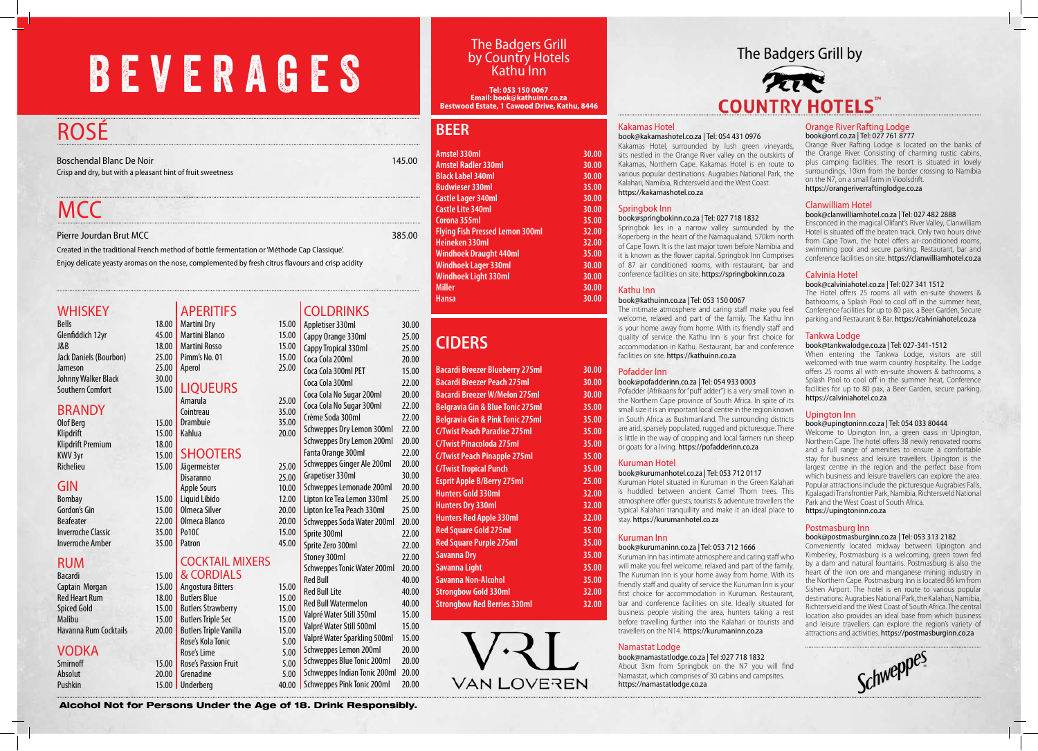# BEVERAGES

## ROSÉ

Boschendal Blanc De Noir 145.00

Crisp and dry, but with a pleasant hint of fruit sweetness

## MCC

Pierre Jourdan Brut MCC 385.00

Created in the traditional French method of bottle fermentation or 'Méthode Cap Classique'.

Enjoy delicate yeasty aromas on the nose, complemented by fresh citrus flavours and crisp acidity

## WHISKEY

| | |
|---|---|
| Bells | 18.00 |
| Glenfiddich 12yr | 45.00 |
| J&B | 18.00 |
| Jack Daniels (Bourbon) | 25.00 |
| Jameson | 25.00 |
| Johnny Walker Black | 30.00 |
| Southern Comfort | 15.00 |

## BRANDY

| | |
|---|---|
| Olof Berg | 15.00 |
| Klipdrift | 15.00 |
| Klipdrift Premium | 18.00 |
| KWV 3yr | 15.00 |
| Richelieu | 15.00 |

## GIN

| | |
|---|---|
| Bombay | 15.00 |
| Gordon's Gin | 15.00 |
| Beafeater | 22.00 |
| Inverroche Classic | 35.00 |
| Inverroche Amber | 35.00 |

## RUM

| | |
|---|---|
| Bacardi | 15.00 |
| Captain Morgan | 15.00 |
| Red Heart Rum | 18.00 |
| Spiced Gold | 15.00 |
| Malibu | 15.00 |
| Havanna Rum Cocktails | 20.00 |

## VODKA

| | |
|---|---|
| Smirnoff | 15.00 |
| Absolut | 20.00 |
| Pushkin | 15.00 |

## APERITIFS

| | |
|---|---|
| Martini Dry | 15.00 |
| Martini Blanco | 15.00 |
| Martini Rosso | 15.00 |
| Pimm's No. 01 | 15.00 |
| Aperol | 25.00 |

## LIQUEURS

| | |
|---|---|
| Amarula | 25.00 |
| Cointreau | 35.00 |
| Drambuie | 35.00 |
| Kahlua | 20.00 |

## SHOOTERS

| | |
|---|---|
| Jägermeister | 25.00 |
| Disaranno | 25.00 |
| Apple Sours | 10.00 |
| Liquid Libido | 12.00 |
| Olmeca Silver | 20.00 |
| Olmeca Blanco | 20.00 |
| Po10C | 15.00 |
| Patron | 45.00 |

## COCKTAIL MIXERS & CORDIALS

| | |
|---|---|
| Angostura Bitters | 15.00 |
| Butlers Blue | 15.00 |
| Butlers Strawberry | 15.00 |
| Butlers Triple Sec | 15.00 |
| Butlers Triple Vanilla | 15.00 |
| Rose's Kola Tonic | 5.00 |
| Rose's Lime | 5.00 |
| Rose's Passion Fruit | 5.00 |
| Grenadine | 5.00 |
| Underberg | 40.00 |

## COLDRINKS

| | |
|---|---|
| Appletiser 330ml | 30.00 |
| Cappy Orange 330ml | 25.00 |
| Cappy Tropical 330ml | 25.00 |
| Coca Cola 200ml | 20.00 |
| Coca Cola 300ml PET | 15.00 |
| Coca Cola 300ml | 22.00 |
| Coca Cola No Sugar 200ml | 20.00 |
| Coca Cola No Sugar 300ml | 22.00 |
| Crème Soda 300ml | 22.00 |
| Schweppes Dry Lemon 300ml | 22.00 |
| Schweppes Dry Lemon 200ml | 20.00 |
| Fanta Orange 300ml | 22.00 |
| Schweppes Ginger Ale 200ml | 20.00 |
| Grapetiser 330ml | 30.00 |
| Schweppes Lemonade 200ml | 20.00 |
| Lipton Ice Tea Lemon 330ml | 25.00 |
| Lipton Ice Tea Peach 330ml | 25.00 |
| Schweppes Soda Water 200ml | 20.00 |
| Sprite 300ml | 22.00 |
| Sprite Zero 300ml | 22.00 |
| Stoney 300ml | 22.00 |
| Schweppes Tonic Water 200ml | 20.00 |
| Red Bull | 40.00 |
| Red Bull Lite | 40.00 |
| Red Bull Watermelon | 40.00 |
| Valpré Water Still 350ml | 15.00 |
| Valpré Water Still 500ml | 15.00 |
| Valpré Water Sparkling 500ml | 15.00 |
| Schweppes Lemon 200ml | 20.00 |
| Schweppes Blue Tonic 200ml | 20.00 |
| Schweppes Indian Tonic 200ml | 20.00 |
| Schweppes Pink Tonic 200ml | 20.00 |

**Alcohol Not for Persons Under the Age of 18. Drink Responsibly.**

## The Badgers Grill by Country Hotels Kathu Inn

**Tel: 053 150 0067**
**Email: book@kathuinn.co.za**
**Bestwood Estate, 1 Cawood Drive, Kathu, 8446**

## BEER

| | |
|---|---|
| Amstel 330ml | 30.00 |
| Amstel Radler 330ml | 30.00 |
| Black Label 340ml | 30.00 |
| Budwieser 330ml | 35.00 |
| Castle Lager 340ml | 30.00 |
| Castle Lite 340ml | 30.00 |
| Corona 355ml | 35.00 |
| Flying Fish Pressed Lemon 300ml | 32.00 |
| Heineken 330ml | 32.00 |
| Windhoek Draught 440ml | 35.00 |
| Windhoek Lager 330ml | 30.00 |
| Windhoek Light 330ml | 30.00 |
| Miller | 30.00 |
| Hansa | 30.00 |

## CIDERS

| | |
|---|---|
| Bacardi Breezer Blueberry 275ml | 30.00 |
| Bacardi Breezer Peach 275ml | 30.00 |
| Bacardi Breezer W/Melon 275ml | 30.00 |
| Belgravia Gin & Blue Tonic 275ml | 35.00 |
| Belgravia Gin & Pink Tonic 275ml | 35.00 |
| C/Twist Peach Paradise 275ml | 35.00 |
| C/Twist Pinacoloda 275ml | 35.00 |
| C/Twist Peach Pinapple 275ml | 35.00 |
| C/Twist Tropical Punch | 35.00 |
| Esprit Apple B/Berry 275ml | 25.00 |
| Hunters Gold 330ml | 32.00 |
| Hunters Dry 330ml | 32.00 |
| Hunters Red Apple 330ml | 32.00 |
| Red Square Gold 275ml | 35.00 |
| Red Square Purple 275ml | 35.00 |
| Savanna Dry | 35.00 |
| Savanna Light | 35.00 |
| Savanna Non-Alcohol | 35.00 |
| Strongbow Gold 330ml | 32.00 |
| Strongbow Red Berries 330ml | 32.00 |

VAN LOVEREN

## The Badgers Grill by COUNTRY HOTELS™

### Kakamas Hotel

book@kakamashotel.co.za | Tel: 054 431 0976

Kakamas Hotel, surrounded by lush green vineyards, sits nestled in the Orange River valley on the outskirts of Kakamas, Northern Cape. Kakamas Hotel is en route to various popular destinations: Augrabies National Park, the Kalahari, Namibia, Richtersveld and the West Coast. https://kakamashotel.co.za

### Springbok Inn

book@springbokinn.co.za | Tel: 027 718 1832

Springbok lies in a narrow valley surrounded by the Koperberg in the heart of the Namaqualand, 570km north of Cape Town. It is the last major town before Namibia and it is known as the flower capital. Springbok Inn Comprises of 87 air conditioned rooms, with restaurant, bar and conference facilities on site. https://springbokinn.co.za

### Kathu Inn

book@kathuinn.co.za | Tel: 053 150 0067

The intimate atmosphere and caring staff make you feel welcome, relaxed and part of the family. The Kathu Inn is your home away from home. With its friendly staff and quality of service the Kathu Inn is your first choice for accommodation in Kathu. Restaurant, bar and conference facilities on site. https://kathuinn.co.za

### Pofadder Inn

book@pofadderinn.co.za | Tel: 054 933 0003

Pofadder (Afrikaans for "puff adder") is a very small town in the Northern Cape province of South Africa. In spite of its small size it is an important local centre in the region known in South Africa as Bushmanland. The surrounding districts are arid, sparsely populated, rugged and picturesque. There is little in the way of cropping and local farmers run sheep or goats for a living. https://pofadderinn.co.za

### Kuruman Hotel

book@kurumanhotel.co.za | Tel: 053 712 0117

Kuruman Hotel situated in Kuruman in the Green Kalahari is huddled between ancient Camel Thorn trees. This atmosphere offer guests, tourists & adventure travellers the typical Kalahari tranquillity and make it an ideal place to stay. https://kurumanhotel.co.za

### Kuruman Inn

book@kurumaninn.co.za | Tel: 053 712 1666

Kuruman Inn has intimate atmosphere and caring staff who will make you feel welcome, relaxed and part of the family. The Kuruman Inn is your home away from home. With its friendly staff and quality of service the Kuruman Inn is your first choice for accommodation in Kuruman. Restaurant, bar and conference facilities on site. Ideally situated for business people visiting the area, hunters taking a rest before travelling further into the Kalahari or tourists and travellers on the N14. https://kurumaninn.co.za

### Namastat Lodge

book@namastatlodge.co.za | Tel :027 718 1832

About 3km from Springbok on the N7 you will find Namastat, which comprises of 30 cabins and campsites. https://namastatlodge.co.za

### Orange River Rafting Lodge

book@orrl.co.za | Tel: 027 761 8777

Orange River Rafting Lodge is located on the banks of the Orange River. Consisting of charming rustic cabins, plus camping facilities. The resort is situated in lovely surroundings, 10km from the border crossing to Namibia on the N7, on a small farm in Vioolsdrift. https://orangeriverraftinglodge.co.za

### Clanwilliam Hotel

book@clanwilliamhotel.co.za | Tel: 027 482 2888

Ensconced in the magical Olifant's River Valley, Clanwilliam Hotel is situated off the beaten track. Only two hours drive from Cape Town, the hotel offers air-conditioned rooms, swimming pool and secure parking. Restaurant, bar and conference facilities on site. https://clanwilliamhotel.co.za

### Calvinia Hotel

book@calviniahotel.co.za | Tel: 027 341 1512

The Hotel offers 25 rooms all with en-suite showers & bathrooms, a Splash Pool to cool off in the summer heat, Conference facilities for up to 80 pax, a Beer Garden, Secure parking and Restaurant & Bar. https://calviniahotel.co.za

### Tankwa Lodge

book@tankwalodge.co.za | Tel: 027-341-1512

When entering the Tankwa Lodge, visitors are still welcomed with true warm country hospitality. The Lodge offers 25 rooms all with en-suite showers & bathrooms, a Splash Pool to cool off in the summer heat, Conference facilities for up to 80 pax, a Beer Garden, secure parking. https://calviniahotel.co.za

### Upington Inn

book@upingtoninn.co.za | Tel: 054 033 80444

Welcome to Upington Inn, a green oasis in Upington, Northern Cape. The hotel offers 38 newly renovated rooms and a full range of amenities to ensure a comfortable stay for business and leisure travellers. Upington is the largest centre in the region and the perfect base from which business and leisure travellers can explore the area. Popular attractions include the picturesque Augrabies Falls, Kgalagadi Transfrontier Park, Namibia, Richtersveld National Park and the West Coast of South Africa. https://upingtoninn.co.za

### Postmasburg Inn

book@postmasburginn.co.za | Tel: 053 313 2182

Conveniently located midway between Upington and Kimberley, Postmasburg is a welcoming, green town fed by a dam and natural fountains. Postmasburg is also the heart of the iron ore and manganese mining industry in the Northern Cape. Postmasburg Inn is located 86 km from Sishen Airport. The hotel is en route to various popular destinations: Augrabies National Park, the Kalahari, Namibia, Richtersveld and the West Coast of South Africa. The central location also provides an ideal base from which business and leisure travellers can explore the region's variety of attractions and activities. https://postmasburginn.co.za

Schweppes